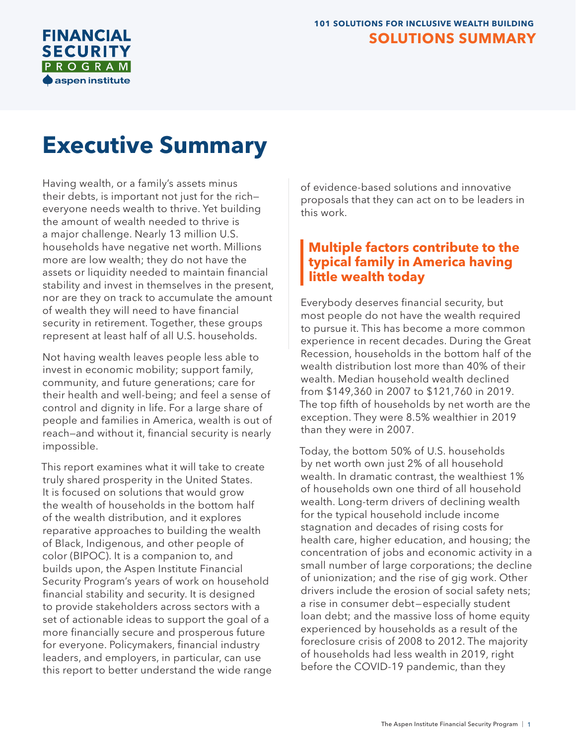# Executive Summary

Having wealth, or a family's assets minus their debts, is important not just for the rich—everyone needs wealth to thrive. Yet building the amount of wealth needed to thrive is a major challenge. Nearly 13 million U.S. households have negative net worth. Millions more are low wealth; they do not have the assets or liquidity needed to maintain financial stability and invest in themselves in the present, nor are they on track to accumulate the amount of wealth they will need to have financial security in retirement. Together, these groups represent at least half of all U.S. households.

Not having wealth leaves people less able to invest in economic mobility; support family, community, and future generations; care for their health and well-being; and feel a sense of control and dignity in life. For a large share of people and families in America, wealth is out of reach—and without it, financial security is nearly impossible.

This report examines what it will take to create truly shared prosperity in the United States. It is focused on solutions that would grow the wealth of households in the bottom half of the wealth distribution, and it explores reparative approaches to building the wealth of Black, Indigenous, and other people of color (BIPOC). It is a companion to, and builds upon, the Aspen Institute Financial Security Program's years of work on household financial stability and security. It is designed to provide stakeholders across sectors with a set of actionable ideas to support the goal of a more financially secure and prosperous future for everyone. Policymakers, financial industry leaders, and employers, in particular, can use this report to better understand the wide range of evidence-based solutions and innovative proposals that they can act on to be leaders in this work.

## Multiple factors contribute to the typical family in America having little wealth today

Everybody deserves financial security, but most people do not have the wealth required to pursue it. This has become a more common experience in recent decades. During the Great Recession, households in the bottom half of the wealth distribution lost more than 40% of their wealth. Median household wealth declined from $149,360 in 2007 to $121,760 in 2019. The top fifth of households by net worth are the exception. They were 8.5% wealthier in 2019 than they were in 2007.

Today, the bottom 50% of U.S. households by net worth own just 2% of all household wealth. In dramatic contrast, the wealthiest 1% of households own one third of all household wealth. Long-term drivers of declining wealth for the typical household include income stagnation and decades of rising costs for health care, higher education, and housing; the concentration of jobs and economic activity in a small number of large corporations; the decline of unionization; and the rise of gig work. Other drivers include the erosion of social safety nets; a rise in consumer debt—especially student loan debt; and the massive loss of home equity experienced by households as a result of the foreclosure crisis of 2008 to 2012. The majority of households had less wealth in 2019, right before the COVID-19 pandemic, than they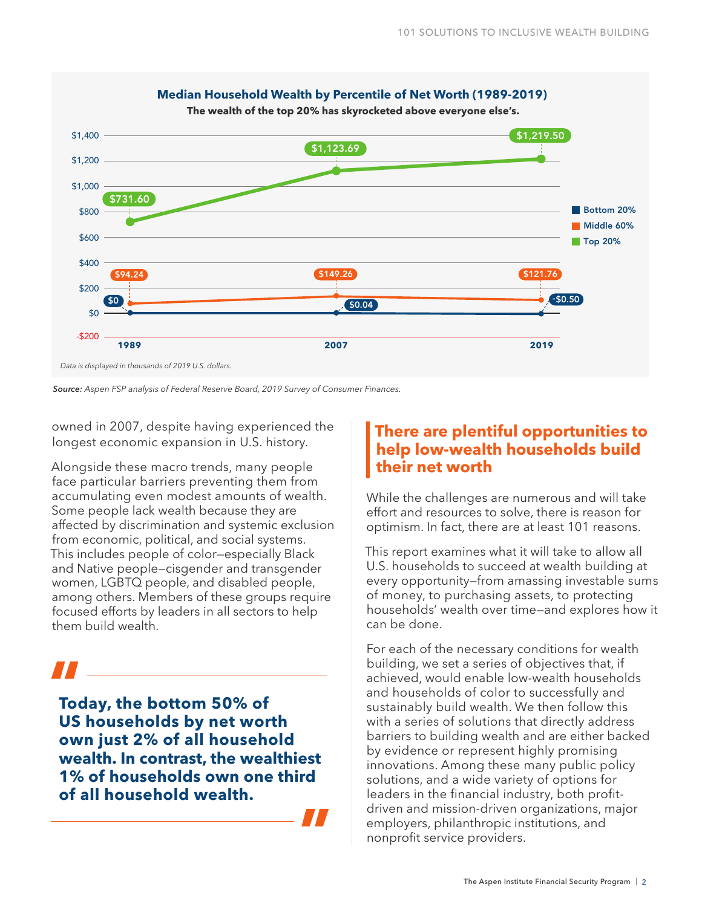**Median Household Wealth by Percentile of Net Worth (1989-2019)**

**The wealth of the top 20% has skyrocketed above everyone else's.**

| | 1989 | 2007 | 2019 |
|---|---|---|---|
| Bottom 20% | $0 | $0.04 | -$0.50 |
| Middle 60% | $94.24 | $149.26 | $121.76 |
| Top 20% | $731.60 | $1,123.69 | $1,219.50 |

*Data is displayed in thousands of 2019 U.S. dollars.*

***Source:*** *Aspen FSP analysis of Federal Reserve Board, 2019 Survey of Consumer Finances.*

owned in 2007, despite having experienced the longest economic expansion in U.S. history.

Alongside these macro trends, many people face particular barriers preventing them from accumulating even modest amounts of wealth. Some people lack wealth because they are affected by discrimination and systemic exclusion from economic, political, and social systems. This includes people of color—especially Black and Native people—cisgender and transgender women, LGBTQ people, and disabled people, among others. Members of these groups require focused efforts by leaders in all sectors to help them build wealth.

> **Today, the bottom 50% of US households by net worth own just 2% of all household wealth. In contrast, the wealthiest 1% of households own one third of all household wealth.**

## There are plentiful opportunities to help low-wealth households build their net worth

While the challenges are numerous and will take effort and resources to solve, there is reason for optimism. In fact, there are at least 101 reasons.

This report examines what it will take to allow all U.S. households to succeed at wealth building at every opportunity—from amassing investable sums of money, to purchasing assets, to protecting households' wealth over time—and explores how it can be done.

For each of the necessary conditions for wealth building, we set a series of objectives that, if achieved, would enable low-wealth households and households of color to successfully and sustainably build wealth. We then follow this with a series of solutions that directly address barriers to building wealth and are either backed by evidence or represent highly promising innovations. Among these many public policy solutions, and a wide variety of options for leaders in the financial industry, both profit-driven and mission-driven organizations, major employers, philanthropic institutions, and nonprofit service providers.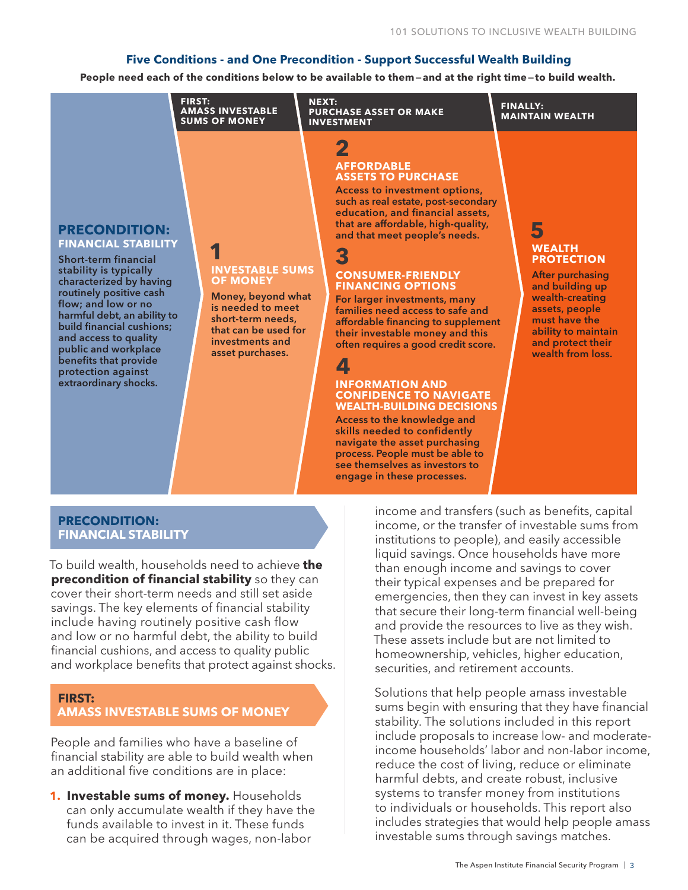## Five Conditions - and One Precondition - Support Successful Wealth Building

**People need each of the conditions below to be available to them—and at the right time—to build wealth.**

### PRECONDITION: FINANCIAL STABILITY

Short-term financial stability is typically characterized by having routinely positive cash flow; and low or no harmful debt, an ability to build financial cushions; and access to quality public and workplace benefits that provide protection against extraordinary shocks.

### FIRST: AMASS INVESTABLE SUMS OF MONEY

**1 INVESTABLE SUMS OF MONEY**

Money, beyond what is needed to meet short-term needs, that can be used for investments and asset purchases.

### NEXT: PURCHASE ASSET OR MAKE INVESTMENT

**2 AFFORDABLE ASSETS TO PURCHASE**

Access to investment options, such as real estate, post-secondary education, and financial assets, that are affordable, high-quality, and that meet people's needs.

**3 CONSUMER-FRIENDLY FINANCING OPTIONS**

For larger investments, many families need access to safe and affordable financing to supplement their investable money and this often requires a good credit score.

**4 INFORMATION AND CONFIDENCE TO NAVIGATE WEALTH-BUILDING DECISIONS**

Access to the knowledge and skills needed to confidently navigate the asset purchasing process. People must be able to see themselves as investors to engage in these processes.

### FINALLY: MAINTAIN WEALTH

**5 WEALTH PROTECTION**

After purchasing and building up wealth-creating assets, people must have the ability to maintain and protect their wealth from loss.

## PRECONDITION: FINANCIAL STABILITY

To build wealth, households need to achieve **the precondition of financial stability** so they can cover their short-term needs and still set aside savings. The key elements of financial stability include having routinely positive cash flow and low or no harmful debt, the ability to build financial cushions, and access to quality public and workplace benefits that protect against shocks.

## FIRST: AMASS INVESTABLE SUMS OF MONEY

People and families who have a baseline of financial stability are able to build wealth when an additional five conditions are in place:

1. **Investable sums of money.** Households can only accumulate wealth if they have the funds available to invest in it. These funds can be acquired through wages, non-labor income and transfers (such as benefits, capital income, or the transfer of investable sums from institutions to people), and easily accessible liquid savings. Once households have more than enough income and savings to cover their typical expenses and be prepared for emergencies, then they can invest in key assets that secure their long-term financial well-being and provide the resources to live as they wish. These assets include but are not limited to homeownership, vehicles, higher education, securities, and retirement accounts.

Solutions that help people amass investable sums begin with ensuring that they have financial stability. The solutions included in this report include proposals to increase low- and moderate-income households' labor and non-labor income, reduce the cost of living, reduce or eliminate harmful debts, and create robust, inclusive systems to transfer money from institutions to individuals or households. This report also includes strategies that would help people amass investable sums through savings matches.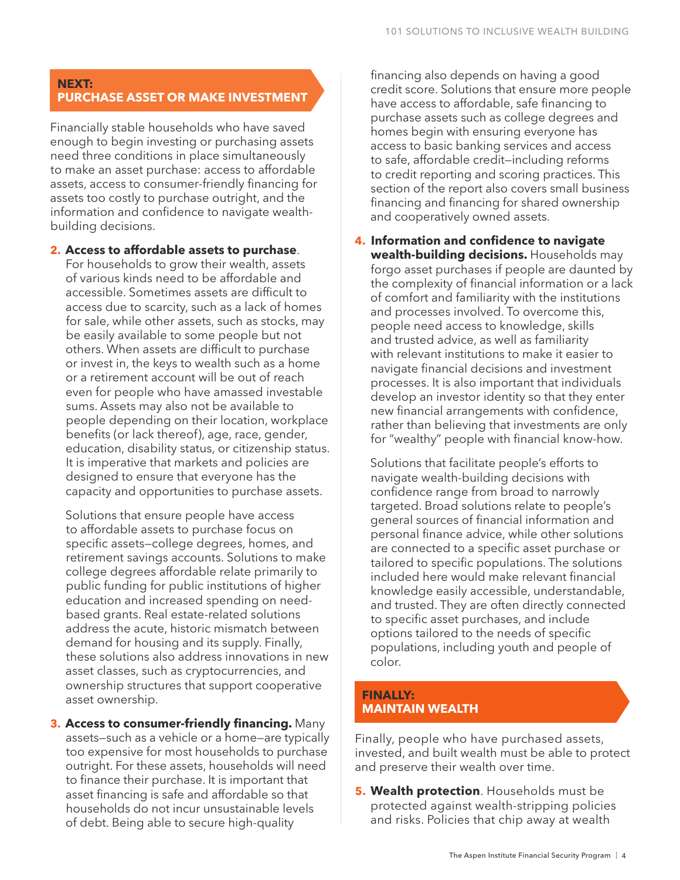## NEXT: PURCHASE ASSET OR MAKE INVESTMENT

Financially stable households who have saved enough to begin investing or purchasing assets need three conditions in place simultaneously to make an asset purchase: access to affordable assets, access to consumer-friendly financing for assets too costly to purchase outright, and the information and confidence to navigate wealth-building decisions.

2. **Access to affordable assets to purchase**. For households to grow their wealth, assets of various kinds need to be affordable and accessible. Sometimes assets are difficult to access due to scarcity, such as a lack of homes for sale, while other assets, such as stocks, may be easily available to some people but not others. When assets are difficult to purchase or invest in, the keys to wealth such as a home or a retirement account will be out of reach even for people who have amassed investable sums. Assets may also not be available to people depending on their location, workplace benefits (or lack thereof), age, race, gender, education, disability status, or citizenship status. It is imperative that markets and policies are designed to ensure that everyone has the capacity and opportunities to purchase assets.

   Solutions that ensure people have access to affordable assets to purchase focus on specific assets—college degrees, homes, and retirement savings accounts. Solutions to make college degrees affordable relate primarily to public funding for public institutions of higher education and increased spending on need-based grants. Real estate-related solutions address the acute, historic mismatch between demand for housing and its supply. Finally, these solutions also address innovations in new asset classes, such as cryptocurrencies, and ownership structures that support cooperative asset ownership.

3. **Access to consumer-friendly financing.** Many assets—such as a vehicle or a home—are typically too expensive for most households to purchase outright. For these assets, households will need to finance their purchase. It is important that asset financing is safe and affordable so that households do not incur unsustainable levels of debt. Being able to secure high-quality financing also depends on having a good credit score. Solutions that ensure more people have access to affordable, safe financing to purchase assets such as college degrees and homes begin with ensuring everyone has access to basic banking services and access to safe, affordable credit—including reforms to credit reporting and scoring practices. This section of the report also covers small business financing and financing for shared ownership and cooperatively owned assets.

4. **Information and confidence to navigate wealth-building decisions.** Households may forgo asset purchases if people are daunted by the complexity of financial information or a lack of comfort and familiarity with the institutions and processes involved. To overcome this, people need access to knowledge, skills and trusted advice, as well as familiarity with relevant institutions to make it easier to navigate financial decisions and investment processes. It is also important that individuals develop an investor identity so that they enter new financial arrangements with confidence, rather than believing that investments are only for "wealthy" people with financial know-how.

   Solutions that facilitate people's efforts to navigate wealth-building decisions with confidence range from broad to narrowly targeted. Broad solutions relate to people's general sources of financial information and personal finance advice, while other solutions are connected to a specific asset purchase or tailored to specific populations. The solutions included here would make relevant financial knowledge easily accessible, understandable, and trusted. They are often directly connected to specific asset purchases, and include options tailored to the needs of specific populations, including youth and people of color.

## FINALLY: MAINTAIN WEALTH

Finally, people who have purchased assets, invested, and built wealth must be able to protect and preserve their wealth over time.

5. **Wealth protection**. Households must be protected against wealth-stripping policies and risks. Policies that chip away at wealth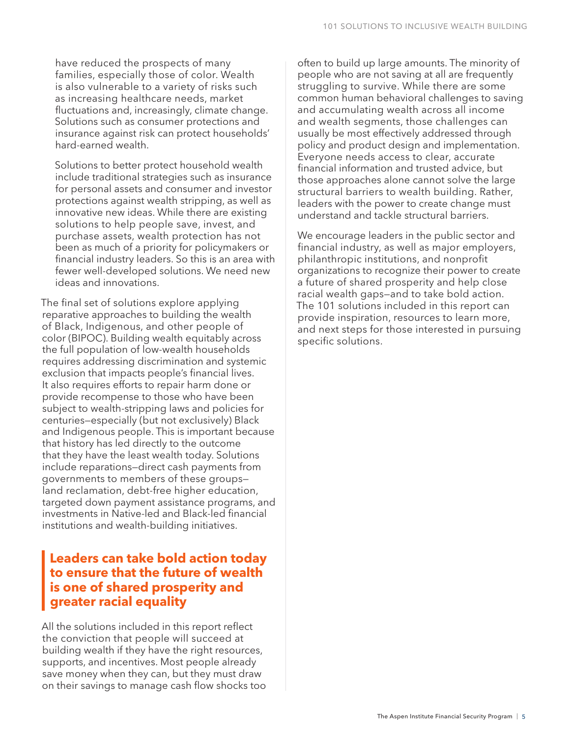have reduced the prospects of many families, especially those of color. Wealth is also vulnerable to a variety of risks such as increasing healthcare needs, market fluctuations and, increasingly, climate change. Solutions such as consumer protections and insurance against risk can protect households' hard-earned wealth.

Solutions to better protect household wealth include traditional strategies such as insurance for personal assets and consumer and investor protections against wealth stripping, as well as innovative new ideas. While there are existing solutions to help people save, invest, and purchase assets, wealth protection has not been as much of a priority for policymakers or financial industry leaders. So this is an area with fewer well-developed solutions. We need new ideas and innovations.

The final set of solutions explore applying reparative approaches to building the wealth of Black, Indigenous, and other people of color (BIPOC). Building wealth equitably across the full population of low-wealth households requires addressing discrimination and systemic exclusion that impacts people's financial lives. It also requires efforts to repair harm done or provide recompense to those who have been subject to wealth-stripping laws and policies for centuries—especially (but not exclusively) Black and Indigenous people. This is important because that history has led directly to the outcome that they have the least wealth today. Solutions include reparations—direct cash payments from governments to members of these groups—land reclamation, debt-free higher education, targeted down payment assistance programs, and investments in Native-led and Black-led financial institutions and wealth-building initiatives.

## Leaders can take bold action today to ensure that the future of wealth is one of shared prosperity and greater racial equality

All the solutions included in this report reflect the conviction that people will succeed at building wealth if they have the right resources, supports, and incentives. Most people already save money when they can, but they must draw on their savings to manage cash flow shocks too often to build up large amounts. The minority of people who are not saving at all are frequently struggling to survive. While there are some common human behavioral challenges to saving and accumulating wealth across all income and wealth segments, those challenges can usually be most effectively addressed through policy and product design and implementation. Everyone needs access to clear, accurate financial information and trusted advice, but those approaches alone cannot solve the large structural barriers to wealth building. Rather, leaders with the power to create change must understand and tackle structural barriers.

We encourage leaders in the public sector and financial industry, as well as major employers, philanthropic institutions, and nonprofit organizations to recognize their power to create a future of shared prosperity and help close racial wealth gaps—and to take bold action. The 101 solutions included in this report can provide inspiration, resources to learn more, and next steps for those interested in pursuing specific solutions.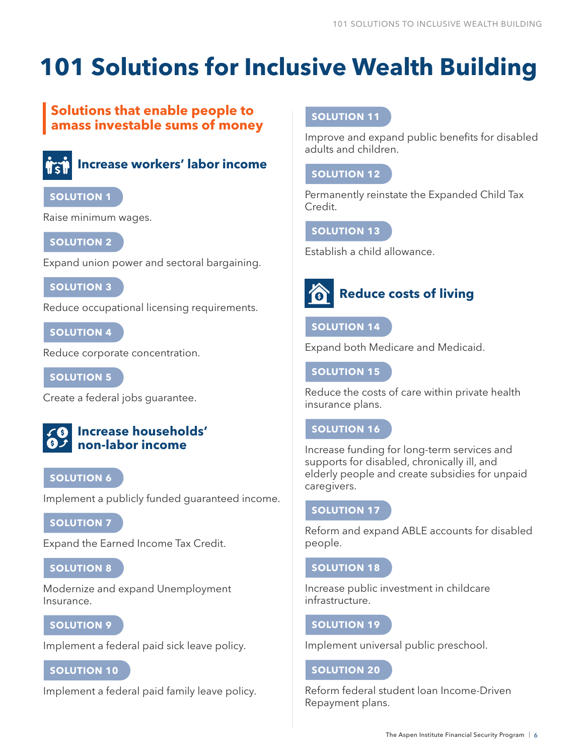# 101 Solutions for Inclusive Wealth Building

## Solutions that enable people to amass investable sums of money

### Increase workers' labor income

**SOLUTION 1**

Raise minimum wages.

**SOLUTION 2**

Expand union power and sectoral bargaining.

**SOLUTION 3**

Reduce occupational licensing requirements.

**SOLUTION 4**

Reduce corporate concentration.

**SOLUTION 5**

Create a federal jobs guarantee.

### Increase households' non-labor income

**SOLUTION 6**

Implement a publicly funded guaranteed income.

**SOLUTION 7**

Expand the Earned Income Tax Credit.

**SOLUTION 8**

Modernize and expand Unemployment Insurance.

**SOLUTION 9**

Implement a federal paid sick leave policy.

**SOLUTION 10**

Implement a federal paid family leave policy.

**SOLUTION 11**

Improve and expand public benefits for disabled adults and children.

**SOLUTION 12**

Permanently reinstate the Expanded Child Tax Credit.

**SOLUTION 13**

Establish a child allowance.

### Reduce costs of living

**SOLUTION 14**

Expand both Medicare and Medicaid.

**SOLUTION 15**

Reduce the costs of care within private health insurance plans.

**SOLUTION 16**

Increase funding for long-term services and supports for disabled, chronically ill, and elderly people and create subsidies for unpaid caregivers.

**SOLUTION 17**

Reform and expand ABLE accounts for disabled people.

**SOLUTION 18**

Increase public investment in childcare infrastructure.

**SOLUTION 19**

Implement universal public preschool.

**SOLUTION 20**

Reform federal student loan Income-Driven Repayment plans.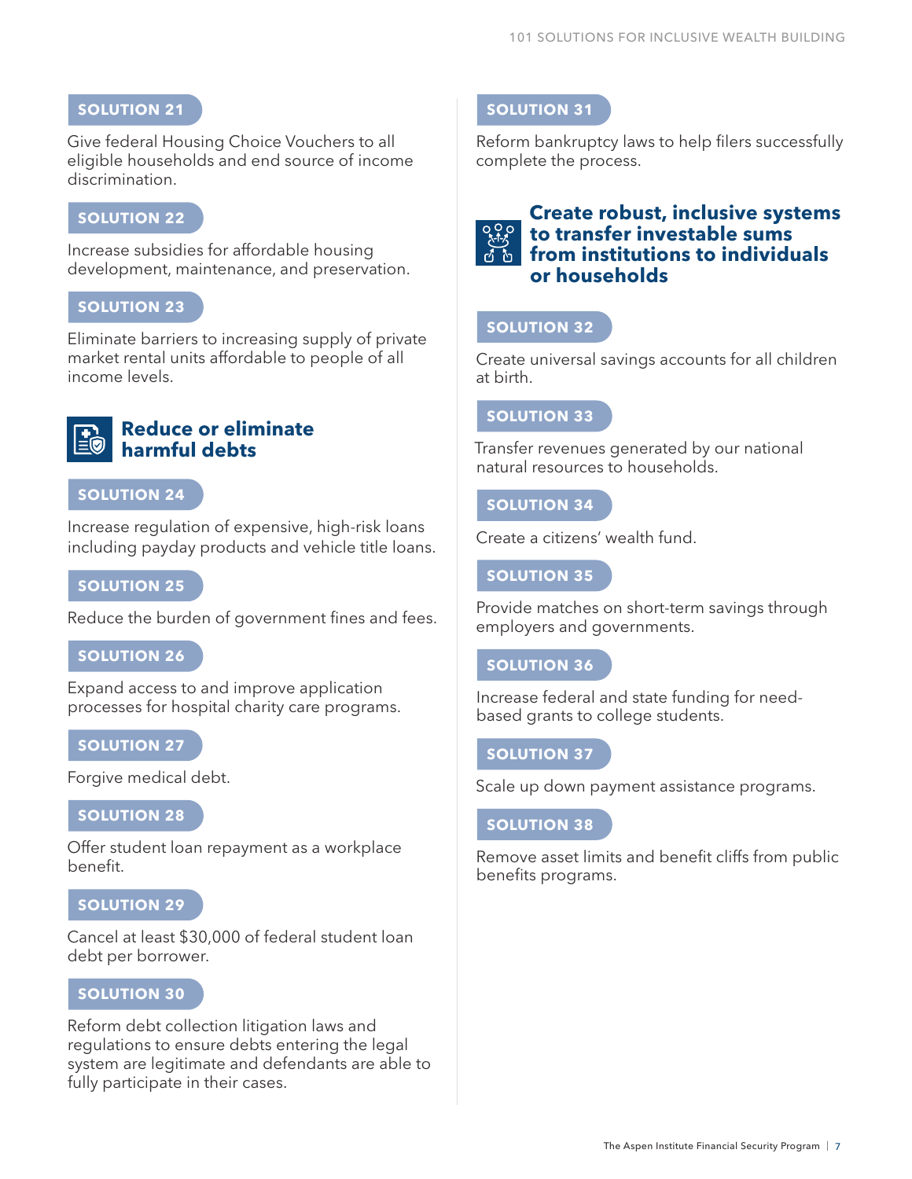**SOLUTION 21**

Give federal Housing Choice Vouchers to all eligible households and end source of income discrimination.

**SOLUTION 22**

Increase subsidies for affordable housing development, maintenance, and preservation.

**SOLUTION 23**

Eliminate barriers to increasing supply of private market rental units affordable to people of all income levels.

## Reduce or eliminate harmful debts

**SOLUTION 24**

Increase regulation of expensive, high-risk loans including payday products and vehicle title loans.

**SOLUTION 25**

Reduce the burden of government fines and fees.

**SOLUTION 26**

Expand access to and improve application processes for hospital charity care programs.

**SOLUTION 27**

Forgive medical debt.

**SOLUTION 28**

Offer student loan repayment as a workplace benefit.

**SOLUTION 29**

Cancel at least $30,000 of federal student loan debt per borrower.

**SOLUTION 30**

Reform debt collection litigation laws and regulations to ensure debts entering the legal system are legitimate and defendants are able to fully participate in their cases.

**SOLUTION 31**

Reform bankruptcy laws to help filers successfully complete the process.

## Create robust, inclusive systems to transfer investable sums from institutions to individuals or households

**SOLUTION 32**

Create universal savings accounts for all children at birth.

**SOLUTION 33**

Transfer revenues generated by our national natural resources to households.

**SOLUTION 34**

Create a citizens' wealth fund.

**SOLUTION 35**

Provide matches on short-term savings through employers and governments.

**SOLUTION 36**

Increase federal and state funding for need-based grants to college students.

**SOLUTION 37**

Scale up down payment assistance programs.

**SOLUTION 38**

Remove asset limits and benefit cliffs from public benefits programs.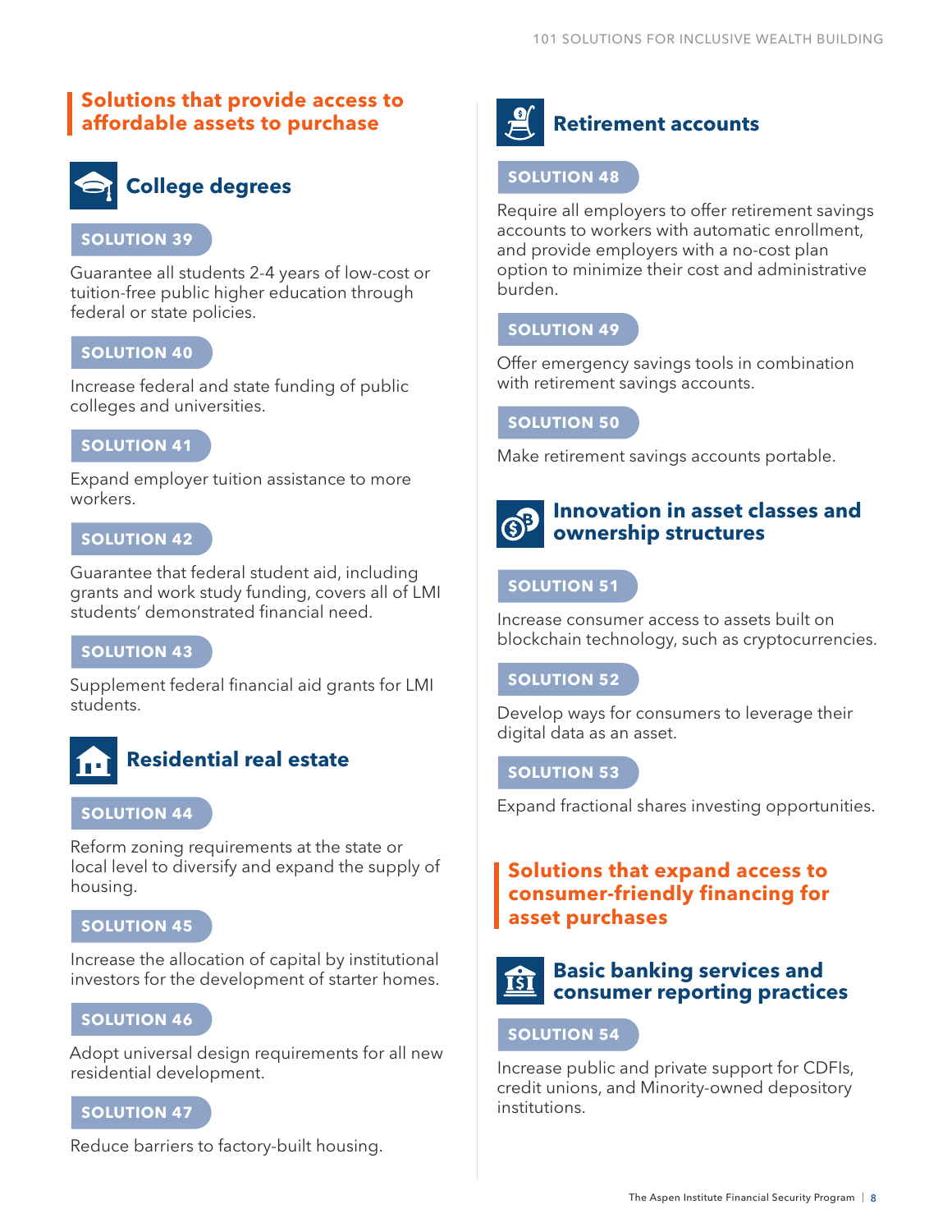## Solutions that provide access to affordable assets to purchase

### College degrees

**SOLUTION 39**

Guarantee all students 2-4 years of low-cost or tuition-free public higher education through federal or state policies.

**SOLUTION 40**

Increase federal and state funding of public colleges and universities.

**SOLUTION 41**

Expand employer tuition assistance to more workers.

**SOLUTION 42**

Guarantee that federal student aid, including grants and work study funding, covers all of LMI students' demonstrated financial need.

**SOLUTION 43**

Supplement federal financial aid grants for LMI students.

### Residential real estate

**SOLUTION 44**

Reform zoning requirements at the state or local level to diversify and expand the supply of housing.

**SOLUTION 45**

Increase the allocation of capital by institutional investors for the development of starter homes.

**SOLUTION 46**

Adopt universal design requirements for all new residential development.

**SOLUTION 47**

Reduce barriers to factory-built housing.

### Retirement accounts

**SOLUTION 48**

Require all employers to offer retirement savings accounts to workers with automatic enrollment, and provide employers with a no-cost plan option to minimize their cost and administrative burden.

**SOLUTION 49**

Offer emergency savings tools in combination with retirement savings accounts.

**SOLUTION 50**

Make retirement savings accounts portable.

### Innovation in asset classes and ownership structures

**SOLUTION 51**

Increase consumer access to assets built on blockchain technology, such as cryptocurrencies.

**SOLUTION 52**

Develop ways for consumers to leverage their digital data as an asset.

**SOLUTION 53**

Expand fractional shares investing opportunities.

## Solutions that expand access to consumer-friendly financing for asset purchases

### Basic banking services and consumer reporting practices

**SOLUTION 54**

Increase public and private support for CDFIs, credit unions, and Minority-owned depository institutions.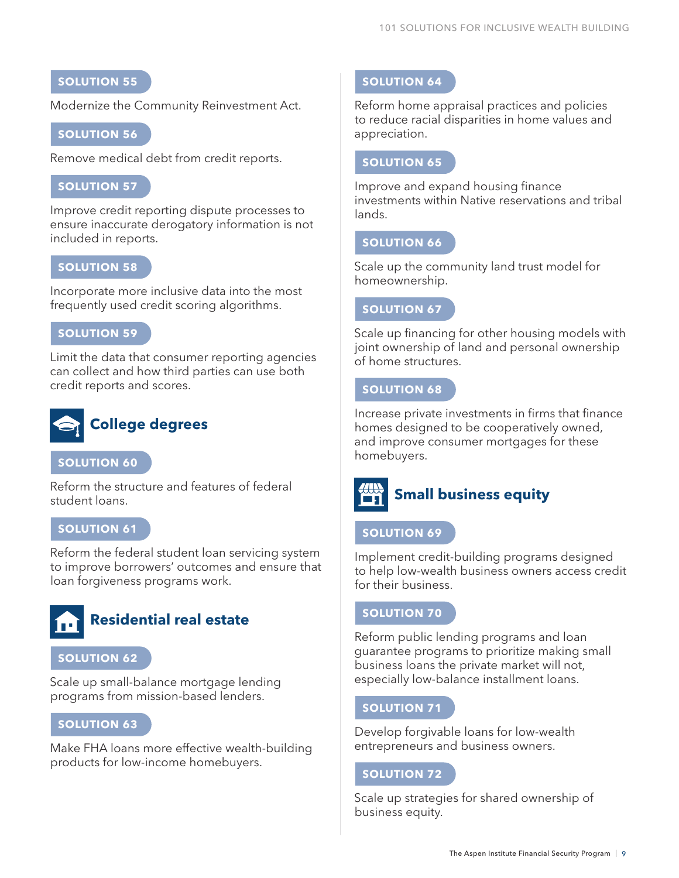**SOLUTION 55**

Modernize the Community Reinvestment Act.

**SOLUTION 56**

Remove medical debt from credit reports.

**SOLUTION 57**

Improve credit reporting dispute processes to ensure inaccurate derogatory information is not included in reports.

**SOLUTION 58**

Incorporate more inclusive data into the most frequently used credit scoring algorithms.

**SOLUTION 59**

Limit the data that consumer reporting agencies can collect and how third parties can use both credit reports and scores.

## College degrees

**SOLUTION 60**

Reform the structure and features of federal student loans.

**SOLUTION 61**

Reform the federal student loan servicing system to improve borrowers' outcomes and ensure that loan forgiveness programs work.

## Residential real estate

**SOLUTION 62**

Scale up small-balance mortgage lending programs from mission-based lenders.

**SOLUTION 63**

Make FHA loans more effective wealth-building products for low-income homebuyers.

**SOLUTION 64**

Reform home appraisal practices and policies to reduce racial disparities in home values and appreciation.

**SOLUTION 65**

Improve and expand housing finance investments within Native reservations and tribal lands.

**SOLUTION 66**

Scale up the community land trust model for homeownership.

**SOLUTION 67**

Scale up financing for other housing models with joint ownership of land and personal ownership of home structures.

**SOLUTION 68**

Increase private investments in firms that finance homes designed to be cooperatively owned, and improve consumer mortgages for these homebuyers.

## Small business equity

**SOLUTION 69**

Implement credit-building programs designed to help low-wealth business owners access credit for their business.

**SOLUTION 70**

Reform public lending programs and loan guarantee programs to prioritize making small business loans the private market will not, especially low-balance installment loans.

**SOLUTION 71**

Develop forgivable loans for low-wealth entrepreneurs and business owners.

**SOLUTION 72**

Scale up strategies for shared ownership of business equity.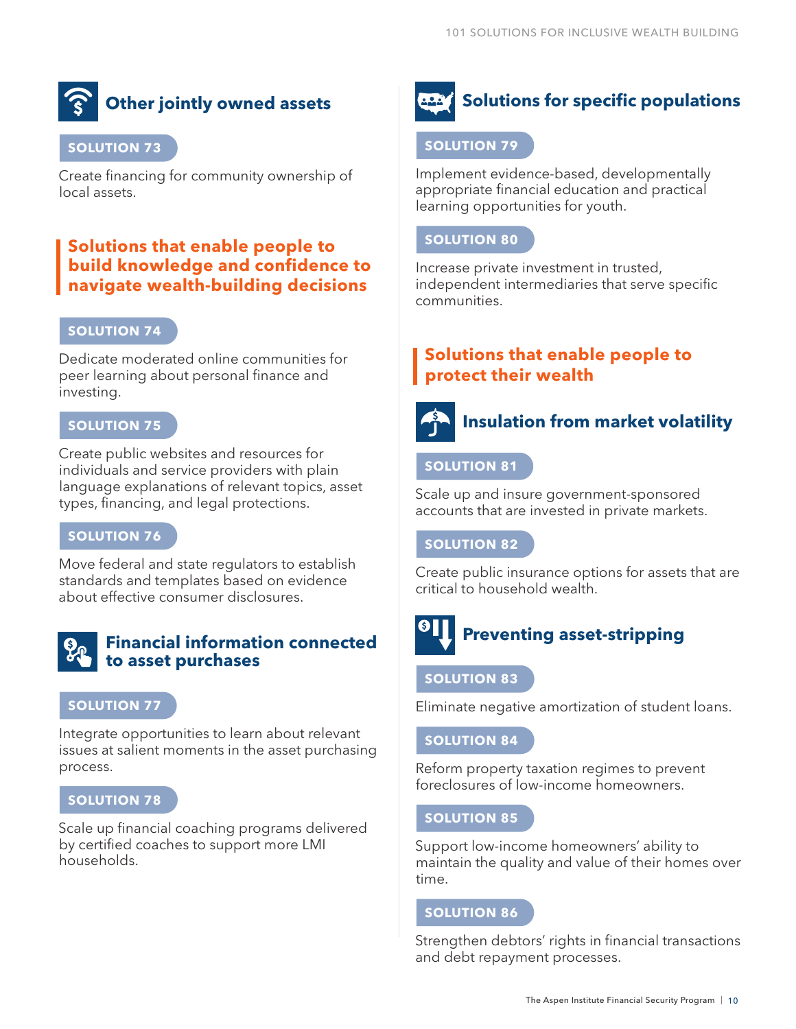### Other jointly owned assets

**SOLUTION 73**

Create financing for community ownership of local assets.

## Solutions that enable people to build knowledge and confidence to navigate wealth-building decisions

**SOLUTION 74**

Dedicate moderated online communities for peer learning about personal finance and investing.

**SOLUTION 75**

Create public websites and resources for individuals and service providers with plain language explanations of relevant topics, asset types, financing, and legal protections.

**SOLUTION 76**

Move federal and state regulators to establish standards and templates based on evidence about effective consumer disclosures.

### Financial information connected to asset purchases

**SOLUTION 77**

Integrate opportunities to learn about relevant issues at salient moments in the asset purchasing process.

**SOLUTION 78**

Scale up financial coaching programs delivered by certified coaches to support more LMI households.

### Solutions for specific populations

**SOLUTION 79**

Implement evidence-based, developmentally appropriate financial education and practical learning opportunities for youth.

**SOLUTION 80**

Increase private investment in trusted, independent intermediaries that serve specific communities.

## Solutions that enable people to protect their wealth

### Insulation from market volatility

**SOLUTION 81**

Scale up and insure government-sponsored accounts that are invested in private markets.

**SOLUTION 82**

Create public insurance options for assets that are critical to household wealth.

### Preventing asset-stripping

**SOLUTION 83**

Eliminate negative amortization of student loans.

**SOLUTION 84**

Reform property taxation regimes to prevent foreclosures of low-income homeowners.

**SOLUTION 85**

Support low-income homeowners' ability to maintain the quality and value of their homes over time.

**SOLUTION 86**

Strengthen debtors' rights in financial transactions and debt repayment processes.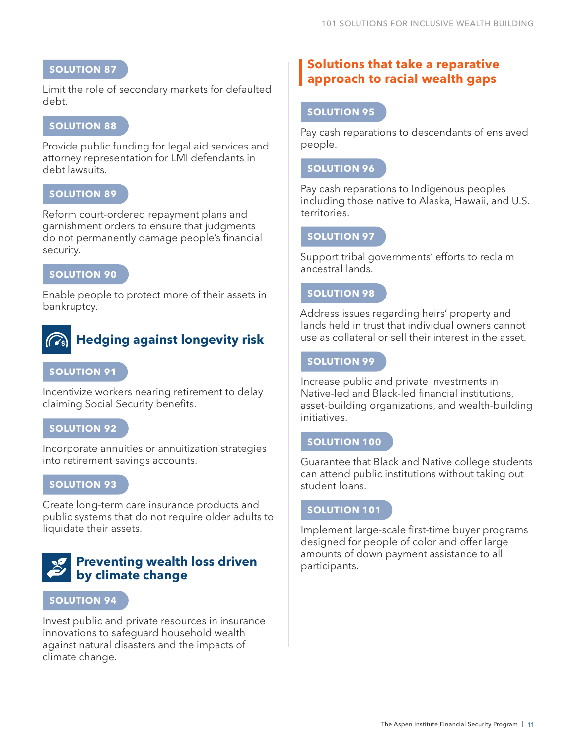### SOLUTION 87

Limit the role of secondary markets for defaulted debt.

### SOLUTION 88

Provide public funding for legal aid services and attorney representation for LMI defendants in debt lawsuits.

### SOLUTION 89

Reform court-ordered repayment plans and garnishment orders to ensure that judgments do not permanently damage people's financial security.

### SOLUTION 90

Enable people to protect more of their assets in bankruptcy.

## Hedging against longevity risk

### SOLUTION 91

Incentivize workers nearing retirement to delay claiming Social Security benefits.

### SOLUTION 92

Incorporate annuities or annuitization strategies into retirement savings accounts.

### SOLUTION 93

Create long-term care insurance products and public systems that do not require older adults to liquidate their assets.

## Preventing wealth loss driven by climate change

### SOLUTION 94

Invest public and private resources in insurance innovations to safeguard household wealth against natural disasters and the impacts of climate change.

## Solutions that take a reparative approach to racial wealth gaps

### SOLUTION 95

Pay cash reparations to descendants of enslaved people.

### SOLUTION 96

Pay cash reparations to Indigenous peoples including those native to Alaska, Hawaii, and U.S. territories.

### SOLUTION 97

Support tribal governments' efforts to reclaim ancestral lands.

### SOLUTION 98

Address issues regarding heirs' property and lands held in trust that individual owners cannot use as collateral or sell their interest in the asset.

### SOLUTION 99

Increase public and private investments in Native-led and Black-led financial institutions, asset-building organizations, and wealth-building initiatives.

### SOLUTION 100

Guarantee that Black and Native college students can attend public institutions without taking out student loans.

### SOLUTION 101

Implement large-scale first-time buyer programs designed for people of color and offer large amounts of down payment assistance to all participants.